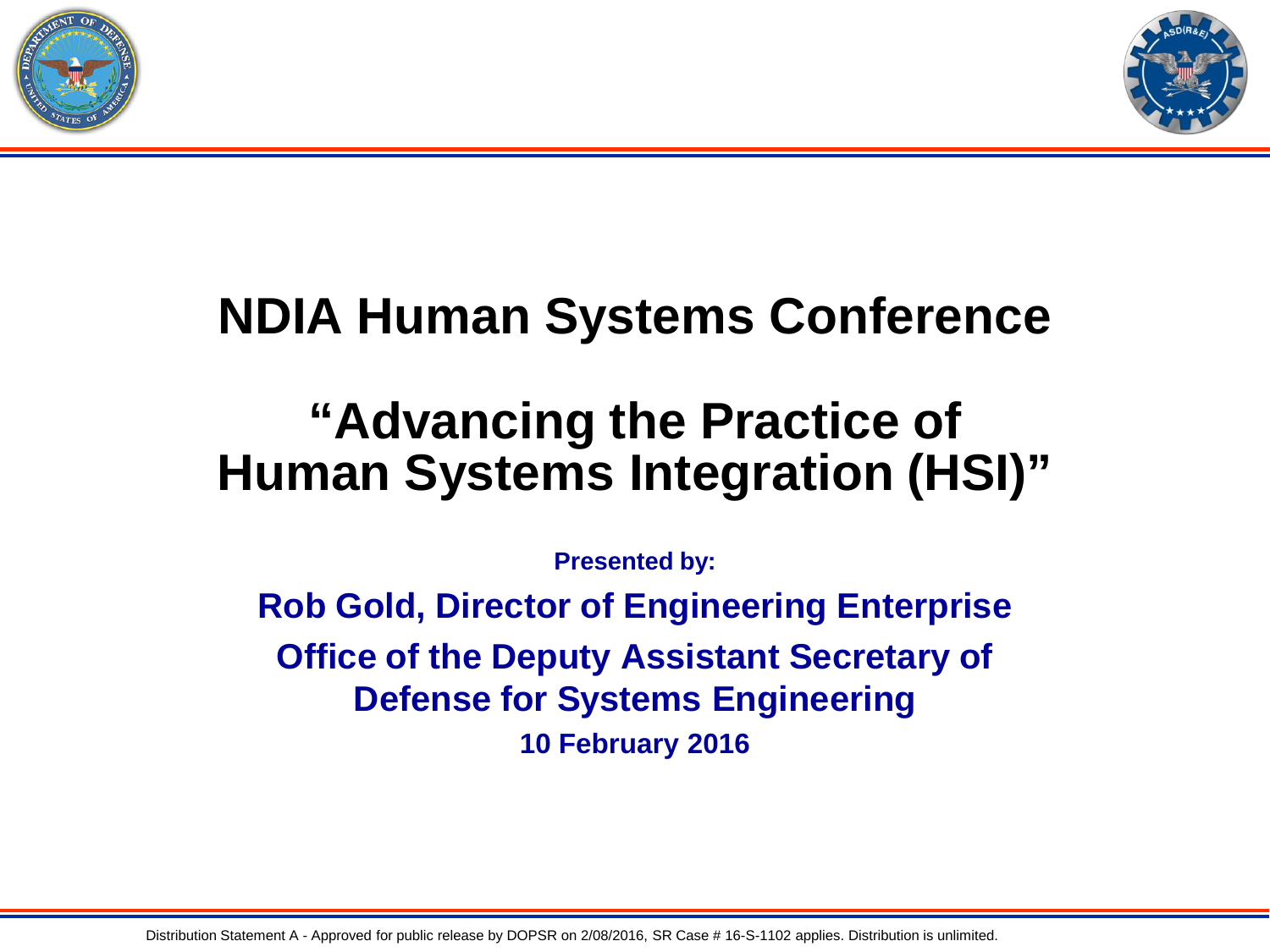# NDIA Human Systems Conference

## "Advancing the Practice of Human Systems Integration (HSI)"

**Presented by:**

**Rob Gold, Director of Engineering Enterprise**

**Office of the Deputy Assistant Secretary of Defense for Systems Engineering**

**10 February 2016**

Distribution Statement A - Approved for public release by DOPSR on 2/08/2016, SR Case # 16-S-1102 applies. Distribution is unlimited.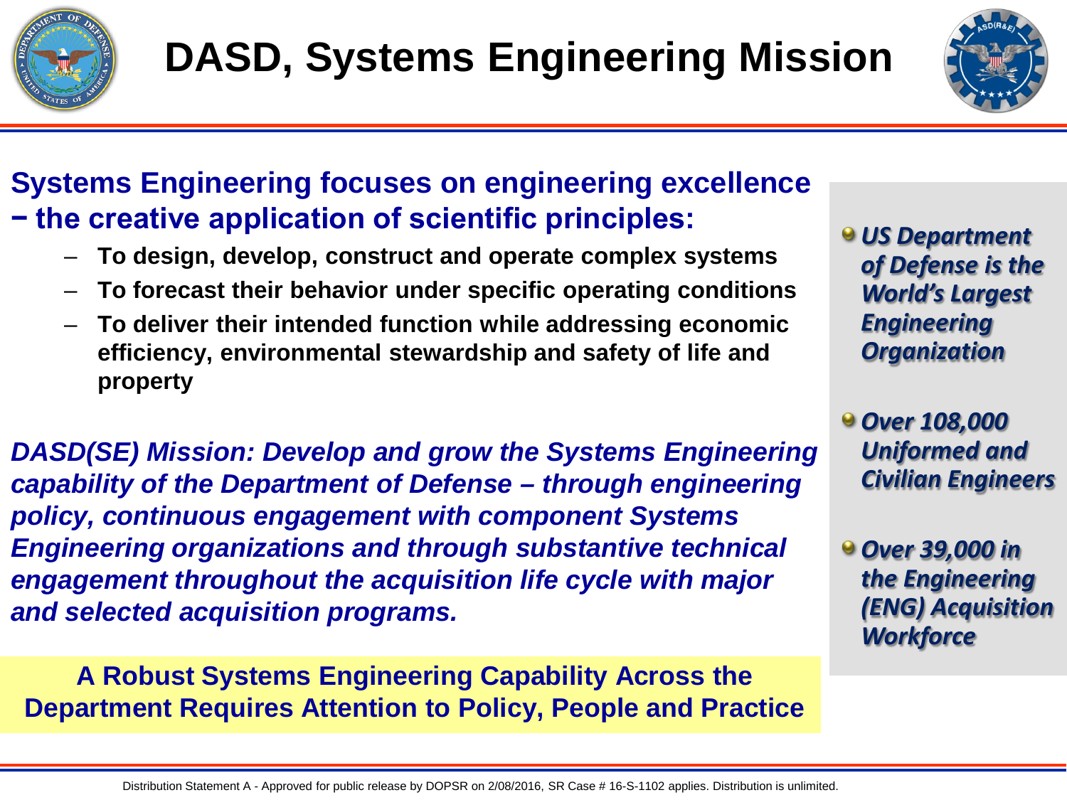# DASD, Systems Engineering Mission

**Systems Engineering focuses on engineering excellence − the creative application of scientific principles:**

- **To design, develop, construct and operate complex systems**
- **To forecast their behavior under specific operating conditions**
- **To deliver their intended function while addressing economic efficiency, environmental stewardship and safety of life and property**

***DASD(SE) Mission: Develop and grow the Systems Engineering capability of the Department of Defense – through engineering policy, continuous engagement with component Systems Engineering organizations and through substantive technical engagement throughout the acquisition life cycle with major and selected acquisition programs.***

**A Robust Systems Engineering Capability Across the Department Requires Attention to Policy, People and Practice**

- ***US Department of Defense is the World's Largest Engineering Organization***
- ***Over 108,000 Uniformed and Civilian Engineers***
- ***Over 39,000 in the Engineering (ENG) Acquisition Workforce***

Distribution Statement A - Approved for public release by DOPSR on 2/08/2016, SR Case # 16-S-1102 applies. Distribution is unlimited.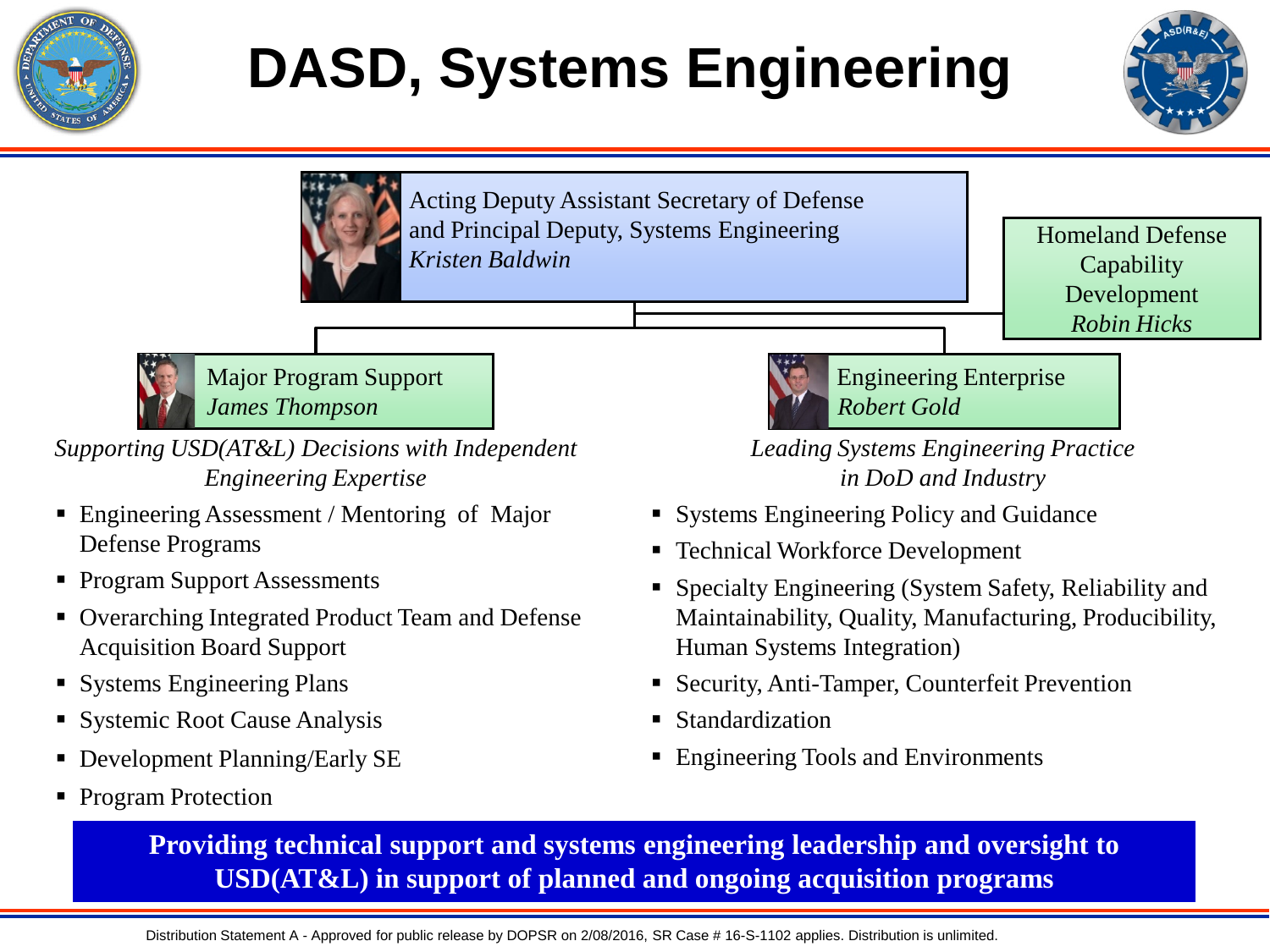# DASD, Systems Engineering

Acting Deputy Assistant Secretary of Defense and Principal Deputy, Systems Engineering
*Kristen Baldwin*

Homeland Defense Capability Development
*Robin Hicks*

## Major Program Support
*James Thompson*

*Supporting USD(AT&L) Decisions with Independent Engineering Expertise*

- Engineering Assessment / Mentoring of Major Defense Programs
- Program Support Assessments
- Overarching Integrated Product Team and Defense Acquisition Board Support
- Systems Engineering Plans
- Systemic Root Cause Analysis
- Development Planning/Early SE
- Program Protection

## Engineering Enterprise
*Robert Gold*

*Leading Systems Engineering Practice in DoD and Industry*

- Systems Engineering Policy and Guidance
- Technical Workforce Development
- Specialty Engineering (System Safety, Reliability and Maintainability, Quality, Manufacturing, Producibility, Human Systems Integration)
- Security, Anti-Tamper, Counterfeit Prevention
- Standardization
- Engineering Tools and Environments

**Providing technical support and systems engineering leadership and oversight to USD(AT&L) in support of planned and ongoing acquisition programs**

Distribution Statement A - Approved for public release by DOPSR on 2/08/2016, SR Case # 16-S-1102 applies. Distribution is unlimited.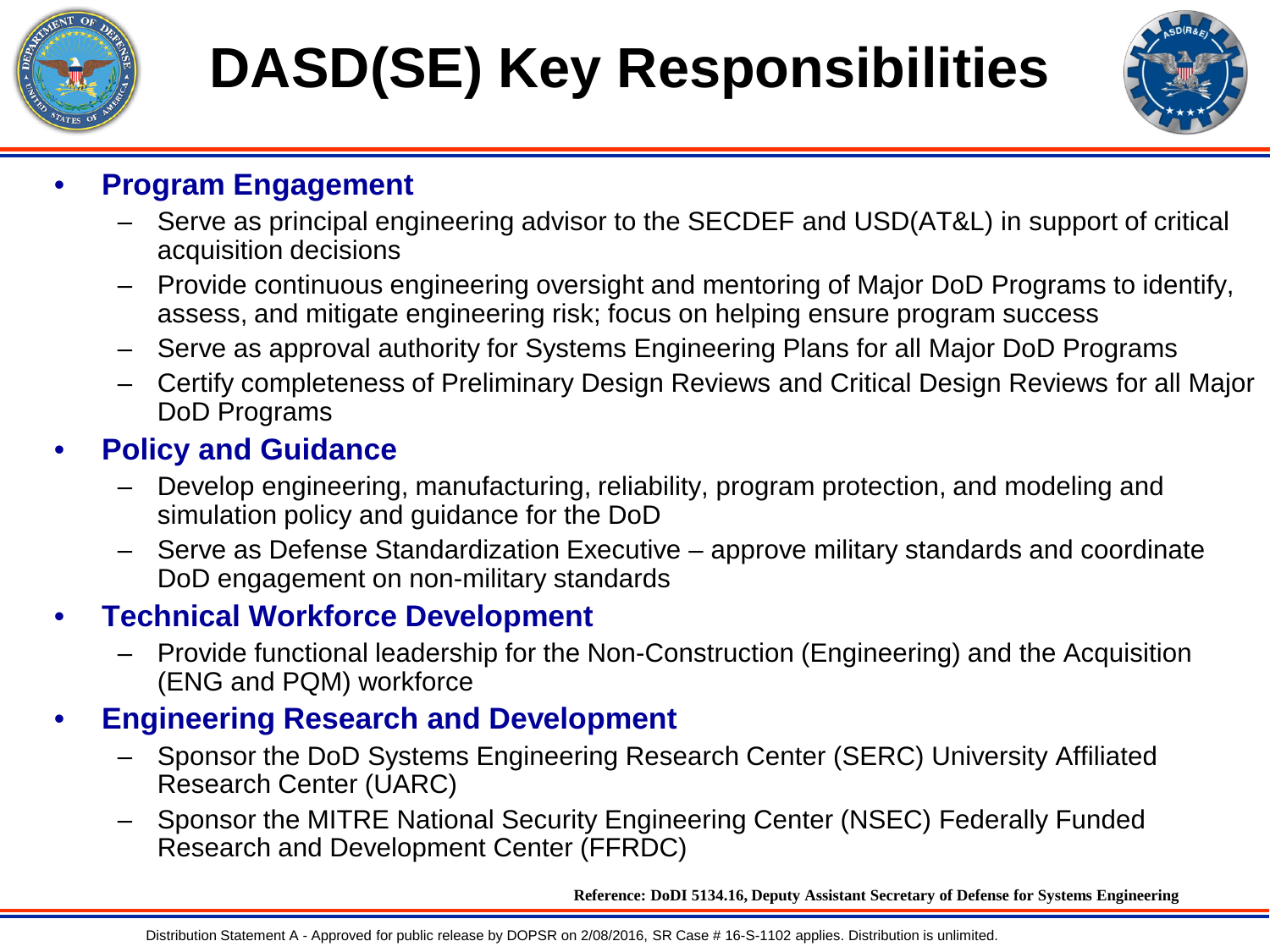# DASD(SE) Key Responsibilities

- **Program Engagement**
  - Serve as principal engineering advisor to the SECDEF and USD(AT&L) in support of critical acquisition decisions
  - Provide continuous engineering oversight and mentoring of Major DoD Programs to identify, assess, and mitigate engineering risk; focus on helping ensure program success
  - Serve as approval authority for Systems Engineering Plans for all Major DoD Programs
  - Certify completeness of Preliminary Design Reviews and Critical Design Reviews for all Major DoD Programs
- **Policy and Guidance**
  - Develop engineering, manufacturing, reliability, program protection, and modeling and simulation policy and guidance for the DoD
  - Serve as Defense Standardization Executive – approve military standards and coordinate DoD engagement on non-military standards
- **Technical Workforce Development**
  - Provide functional leadership for the Non-Construction (Engineering) and the Acquisition (ENG and PQM) workforce
- **Engineering Research and Development**
  - Sponsor the DoD Systems Engineering Research Center (SERC) University Affiliated Research Center (UARC)
  - Sponsor the MITRE National Security Engineering Center (NSEC) Federally Funded Research and Development Center (FFRDC)

**Reference: DoDI 5134.16, Deputy Assistant Secretary of Defense for Systems Engineering**

Distribution Statement A - Approved for public release by DOPSR on 2/08/2016, SR Case # 16-S-1102 applies. Distribution is unlimited.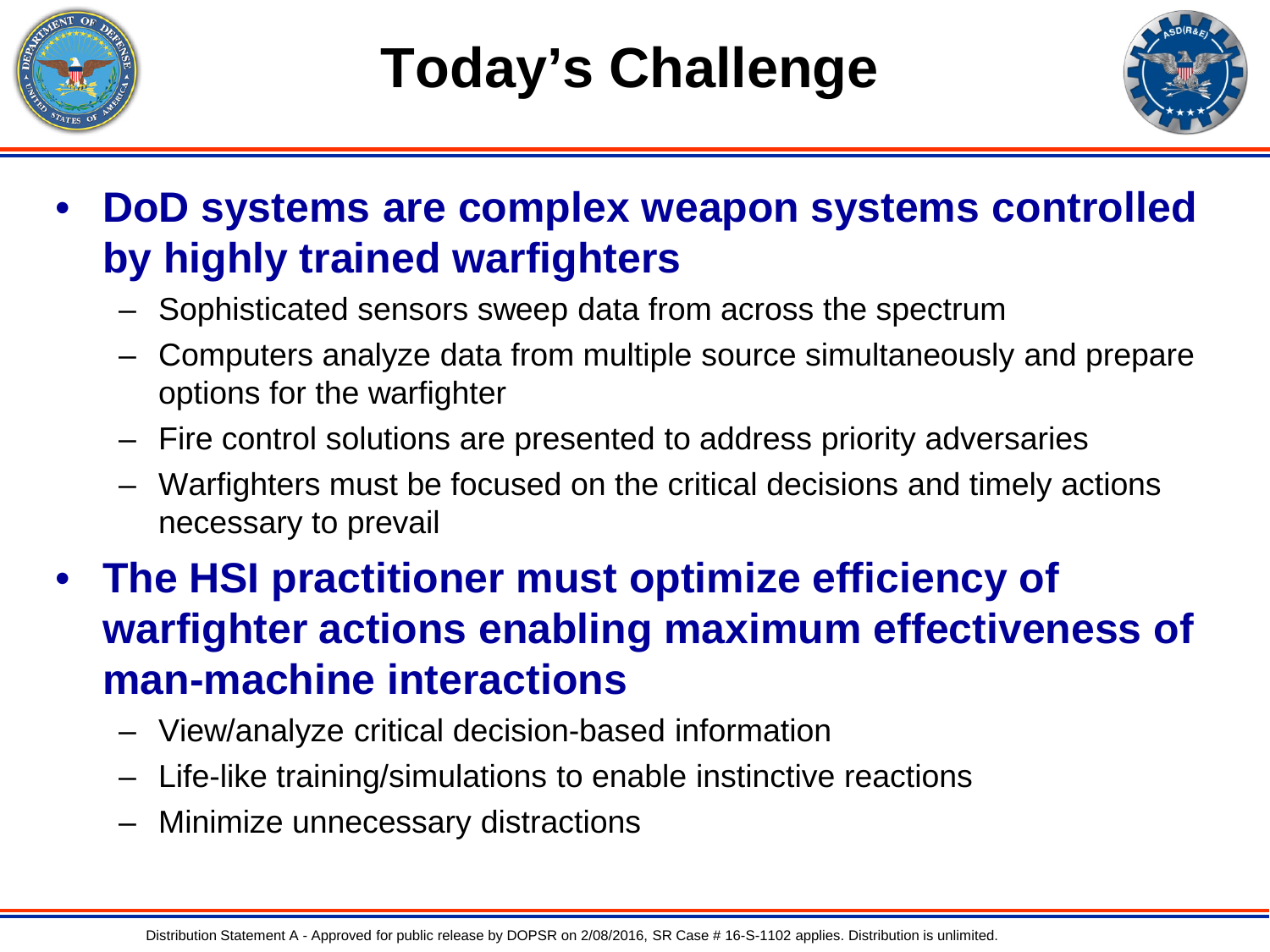# Today's Challenge

- **DoD systems are complex weapon systems controlled by highly trained warfighters**
  - Sophisticated sensors sweep data from across the spectrum
  - Computers analyze data from multiple source simultaneously and prepare options for the warfighter
  - Fire control solutions are presented to address priority adversaries
  - Warfighters must be focused on the critical decisions and timely actions necessary to prevail
- **The HSI practitioner must optimize efficiency of warfighter actions enabling maximum effectiveness of man-machine interactions**
  - View/analyze critical decision-based information
  - Life-like training/simulations to enable instinctive reactions
  - Minimize unnecessary distractions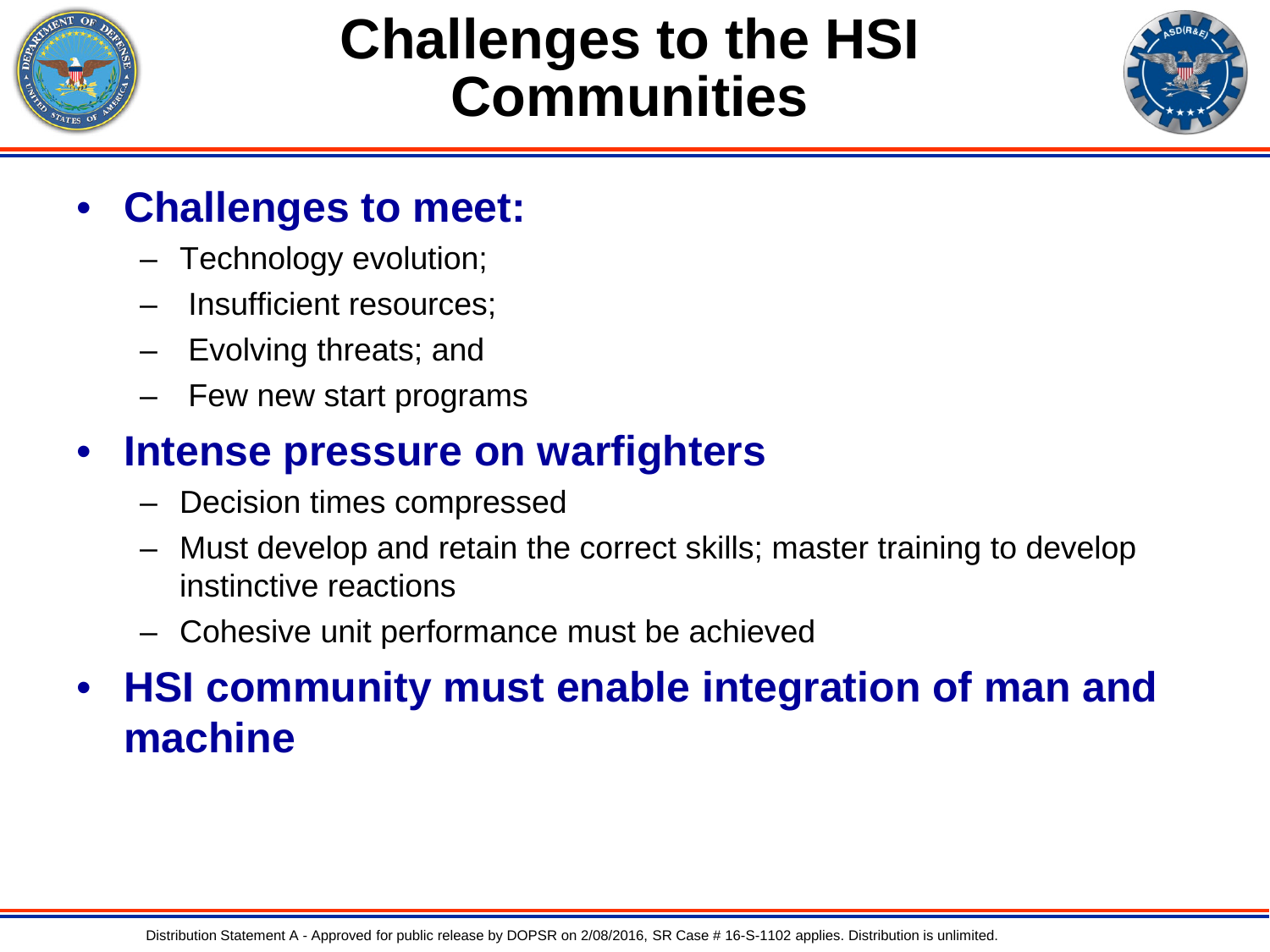# Challenges to the HSI Communities

- **Challenges to meet:**
  - Technology evolution;
  - Insufficient resources;
  - Evolving threats; and
  - Few new start programs
- **Intense pressure on warfighters**
  - Decision times compressed
  - Must develop and retain the correct skills; master training to develop instinctive reactions
  - Cohesive unit performance must be achieved
- **HSI community must enable integration of man and machine**

Distribution Statement A - Approved for public release by DOPSR on 2/08/2016, SR Case # 16-S-1102 applies. Distribution is unlimited.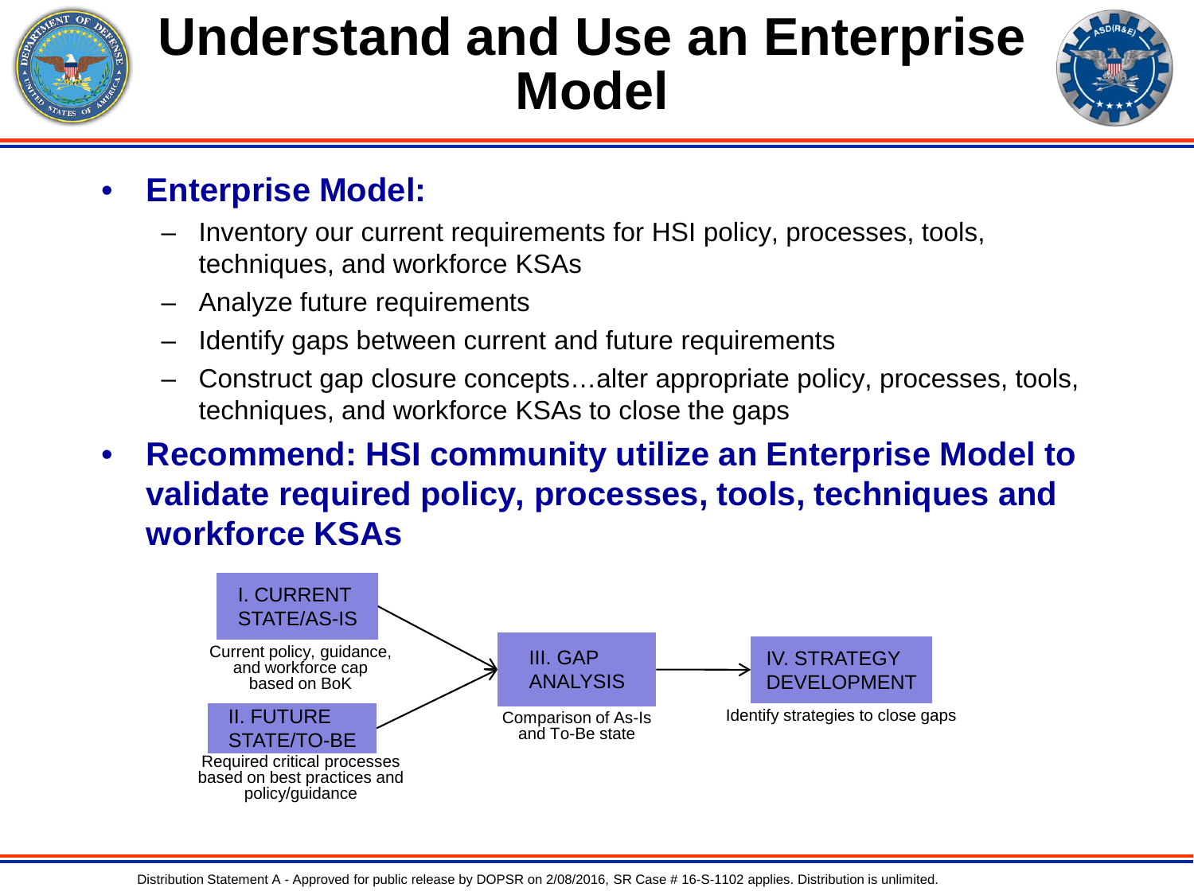# Understand and Use an Enterprise Model

- **Enterprise Model:**
  - Inventory our current requirements for HSI policy, processes, tools, techniques, and workforce KSAs
  - Analyze future requirements
  - Identify gaps between current and future requirements
  - Construct gap closure concepts…alter appropriate policy, processes, tools, techniques, and workforce KSAs to close the gaps
- **Recommend: HSI community utilize an Enterprise Model to validate required policy, processes, tools, techniques and workforce KSAs**

I. CURRENT STATE/AS-IS

Current policy, guidance, and workforce cap based on BoK

II. FUTURE STATE/TO-BE

Required critical processes based on best practices and policy/guidance

III. GAP ANALYSIS

Comparison of As-Is and To-Be state

IV. STRATEGY DEVELOPMENT

Identify strategies to close gaps

Distribution Statement A - Approved for public release by DOPSR on 2/08/2016, SR Case # 16-S-1102 applies. Distribution is unlimited.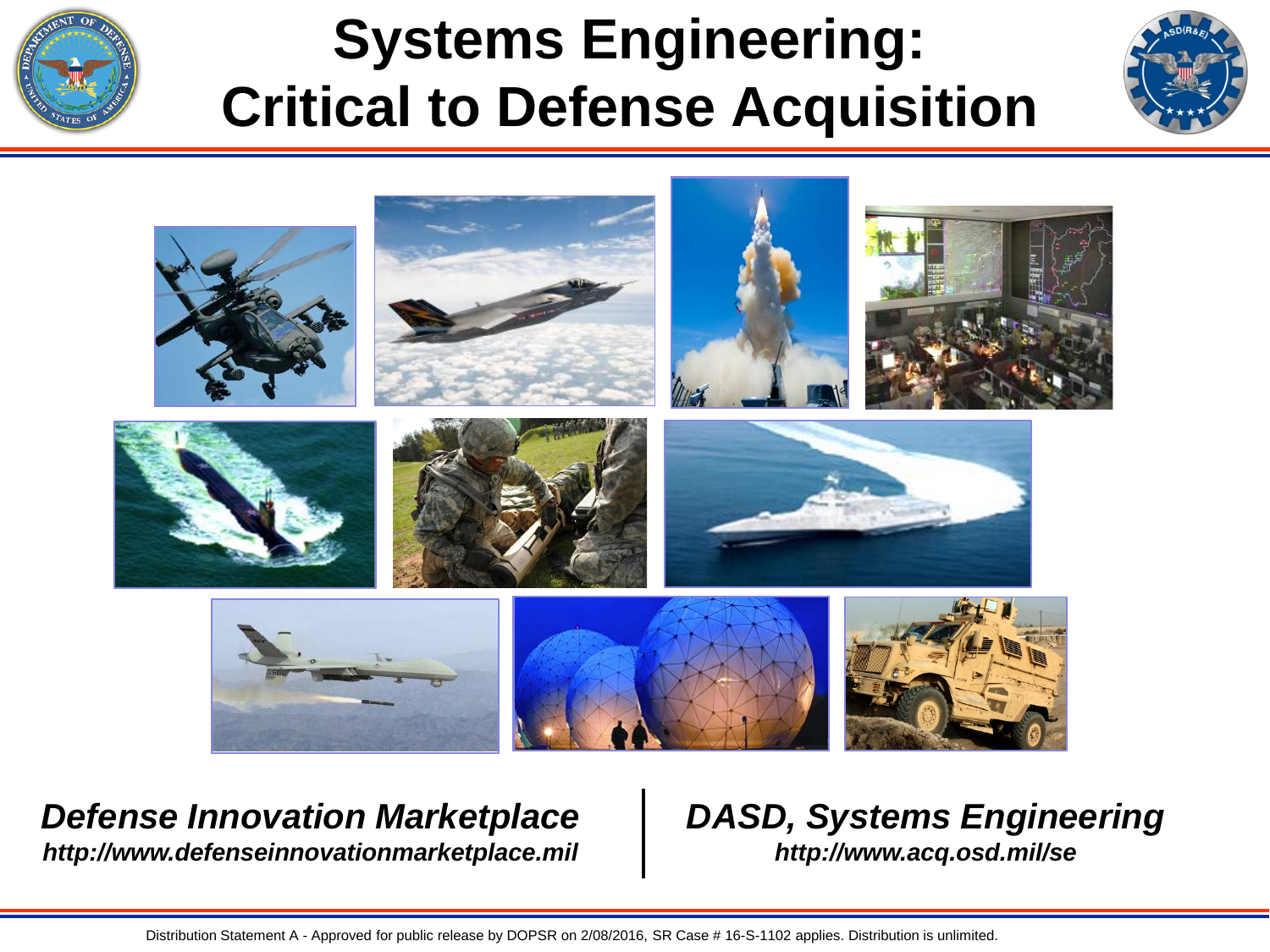# Systems Engineering: Critical to Defense Acquisition

***Defense Innovation Marketplace***
***http://www.defenseinnovationmarketplace.mil***

***DASD, Systems Engineering***
***http://www.acq.osd.mil/se***

Distribution Statement A - Approved for public release by DOPSR on 2/08/2016, SR Case # 16-S-1102 applies. Distribution is unlimited.